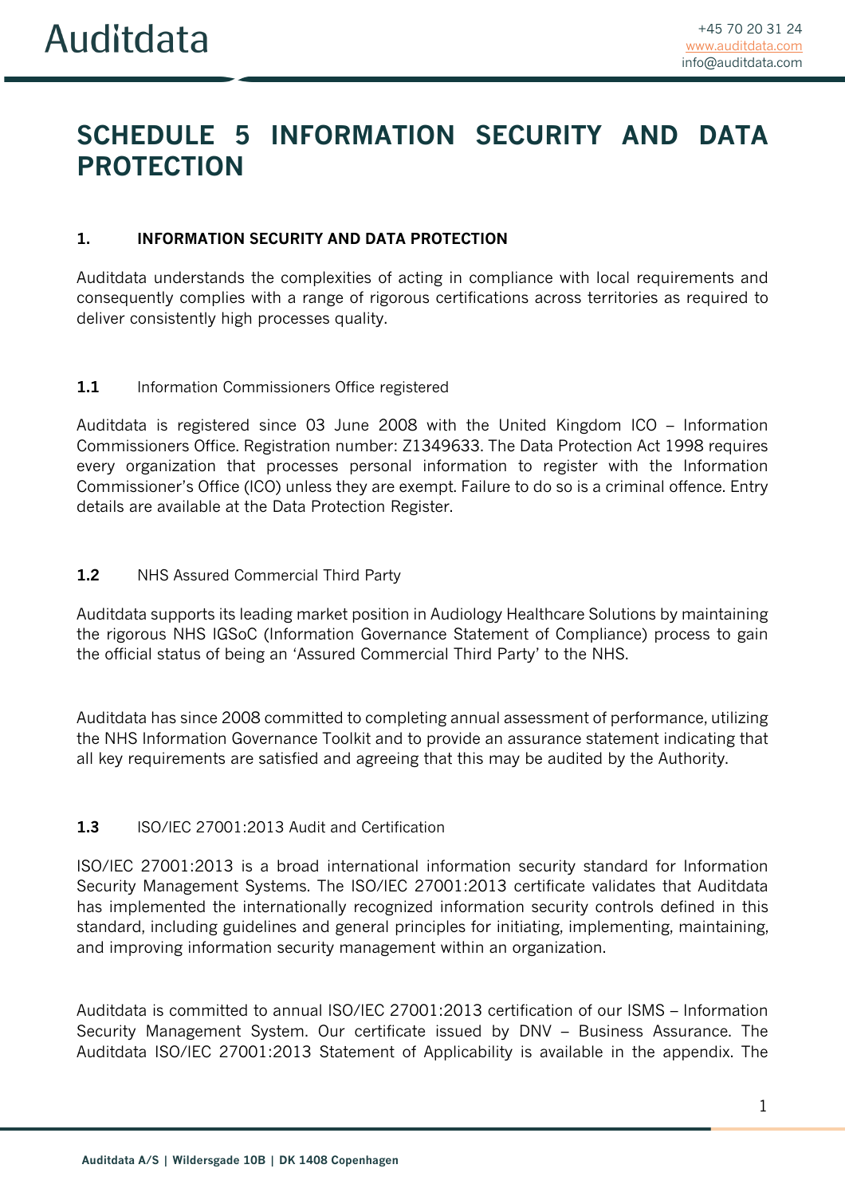# SCHEDULE 5 INFORMATION SECURITY AND DATA PROTECTION

## 1. INFORMATION SECURITY AND DATA PROTECTION

Auditdata understands the complexities of acting in compliance with local requirements and consequently complies with a range of rigorous certifications across territories as required to deliver consistently high processes quality.

### 1.1 Information Commissioners Office registered

Auditdata is registered since 03 June 2008 with the United Kingdom ICO – Information Commissioners Office. Registration number: Z1349633. The Data Protection Act 1998 requires every organization that processes personal information to register with the Information Commissioner's Office (ICO) unless they are exempt. Failure to do so is a criminal offence. Entry details are available at the Data Protection Register.

### 1.2 NHS Assured Commercial Third Party

Auditdata supports its leading market position in Audiology Healthcare Solutions by maintaining the rigorous NHS IGSoC (Information Governance Statement of Compliance) process to gain the official status of being an 'Assured Commercial Third Party' to the NHS.

Auditdata has since 2008 committed to completing annual assessment of performance, utilizing the NHS Information Governance Toolkit and to provide an assurance statement indicating that all key requirements are satisfied and agreeing that this may be audited by the Authority.

### 1.3 ISO/IEC 27001:2013 Audit and Certification

ISO/IEC 27001:2013 is a broad international information security standard for Information Security Management Systems. The ISO/IEC 27001:2013 certificate validates that Auditdata has implemented the internationally recognized information security controls defined in this standard, including guidelines and general principles for initiating, implementing, maintaining, and improving information security management within an organization.

Auditdata is committed to annual ISO/IEC 27001:2013 certification of our ISMS – Information Security Management System. Our certificate issued by DNV – Business Assurance. The Auditdata ISO/IEC 27001:2013 Statement of Applicability is available in the appendix. The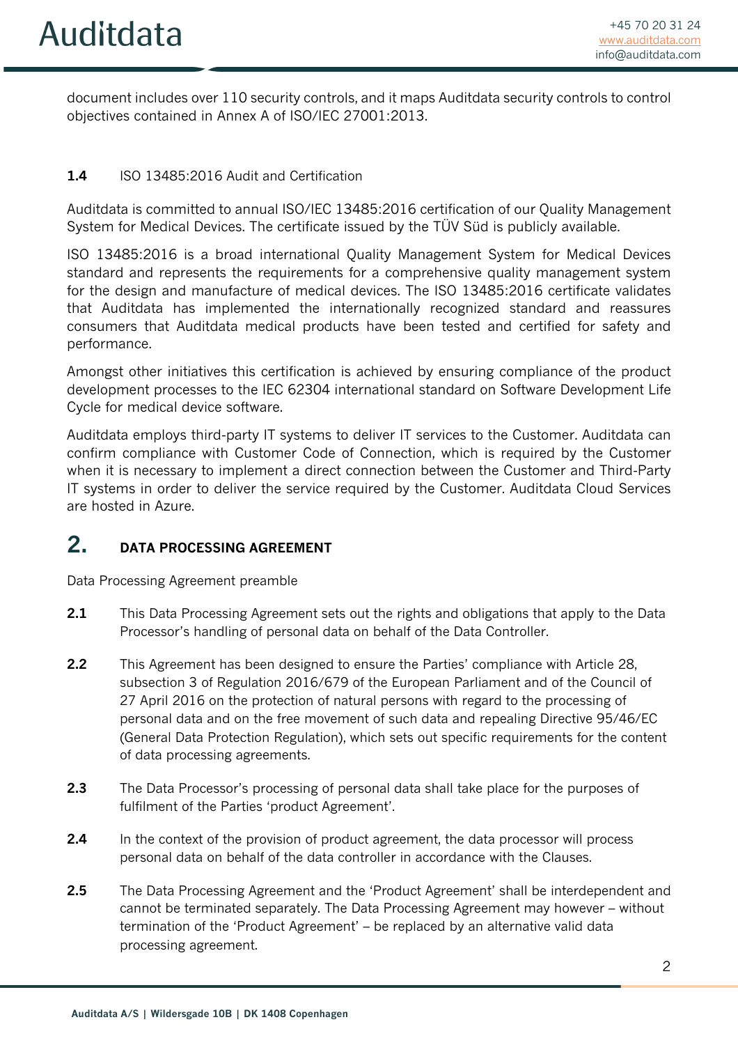document includes over 110 security controls, and it maps Auditdata security controls to control objectives contained in Annex A of ISO/IEC 27001:2013.

### 1.4 ISO 13485:2016 Audit and Certification

Auditdata is committed to annual ISO/IEC 13485:2016 certification of our Quality Management System for Medical Devices. The certificate issued by the TÜV Süd is publicly available.

ISO 13485:2016 is a broad international Quality Management System for Medical Devices standard and represents the requirements for a comprehensive quality management system for the design and manufacture of medical devices. The ISO 13485:2016 certificate validates that Auditdata has implemented the internationally recognized standard and reassures consumers that Auditdata medical products have been tested and certified for safety and performance.

Amongst other initiatives this certification is achieved by ensuring compliance of the product development processes to the IEC 62304 international standard on Software Development Life Cycle for medical device software.

Auditdata employs third-party IT systems to deliver IT services to the Customer. Auditdata can confirm compliance with Customer Code of Connection, which is required by the Customer when it is necessary to implement a direct connection between the Customer and Third-Party IT systems in order to deliver the service required by the Customer. Auditdata Cloud Services are hosted in Azure.

## 2. DATA PROCESSING AGREEMENT

Data Processing Agreement preamble

**2.1** This Data Processing Agreement sets out the rights and obligations that apply to the Data Processor's handling of personal data on behalf of the Data Controller.

**2.2** This Agreement has been designed to ensure the Parties' compliance with Article 28, subsection 3 of Regulation 2016/679 of the European Parliament and of the Council of 27 April 2016 on the protection of natural persons with regard to the processing of personal data and on the free movement of such data and repealing Directive 95/46/EC (General Data Protection Regulation), which sets out specific requirements for the content of data processing agreements.

**2.3** The Data Processor's processing of personal data shall take place for the purposes of fulfilment of the Parties 'product Agreement'.

**2.4** In the context of the provision of product agreement, the data processor will process personal data on behalf of the data controller in accordance with the Clauses.

**2.5** The Data Processing Agreement and the 'Product Agreement' shall be interdependent and cannot be terminated separately. The Data Processing Agreement may however – without termination of the 'Product Agreement' – be replaced by an alternative valid data processing agreement.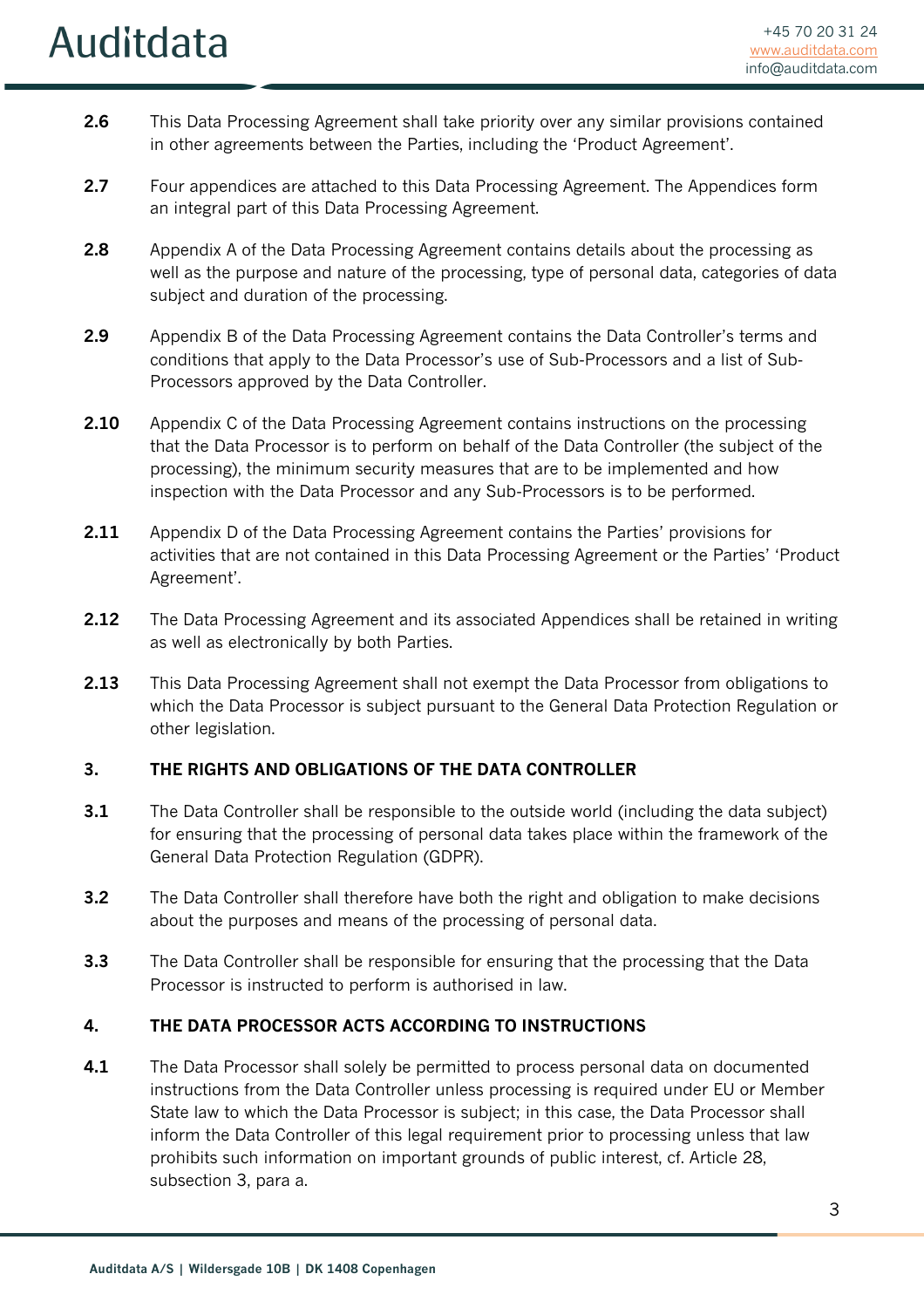**2.6** This Data Processing Agreement shall take priority over any similar provisions contained in other agreements between the Parties, including the 'Product Agreement'.

**2.7** Four appendices are attached to this Data Processing Agreement. The Appendices form an integral part of this Data Processing Agreement.

**2.8** Appendix A of the Data Processing Agreement contains details about the processing as well as the purpose and nature of the processing, type of personal data, categories of data subject and duration of the processing.

**2.9** Appendix B of the Data Processing Agreement contains the Data Controller's terms and conditions that apply to the Data Processor's use of Sub-Processors and a list of Sub-Processors approved by the Data Controller.

**2.10** Appendix C of the Data Processing Agreement contains instructions on the processing that the Data Processor is to perform on behalf of the Data Controller (the subject of the processing), the minimum security measures that are to be implemented and how inspection with the Data Processor and any Sub-Processors is to be performed.

**2.11** Appendix D of the Data Processing Agreement contains the Parties' provisions for activities that are not contained in this Data Processing Agreement or the Parties' 'Product Agreement'.

**2.12** The Data Processing Agreement and its associated Appendices shall be retained in writing as well as electronically by both Parties.

**2.13** This Data Processing Agreement shall not exempt the Data Processor from obligations to which the Data Processor is subject pursuant to the General Data Protection Regulation or other legislation.

## 3. THE RIGHTS AND OBLIGATIONS OF THE DATA CONTROLLER

**3.1** The Data Controller shall be responsible to the outside world (including the data subject) for ensuring that the processing of personal data takes place within the framework of the General Data Protection Regulation (GDPR).

**3.2** The Data Controller shall therefore have both the right and obligation to make decisions about the purposes and means of the processing of personal data.

**3.3** The Data Controller shall be responsible for ensuring that the processing that the Data Processor is instructed to perform is authorised in law.

## 4. THE DATA PROCESSOR ACTS ACCORDING TO INSTRUCTIONS

**4.1** The Data Processor shall solely be permitted to process personal data on documented instructions from the Data Controller unless processing is required under EU or Member State law to which the Data Processor is subject; in this case, the Data Processor shall inform the Data Controller of this legal requirement prior to processing unless that law prohibits such information on important grounds of public interest, cf. Article 28, subsection 3, para a.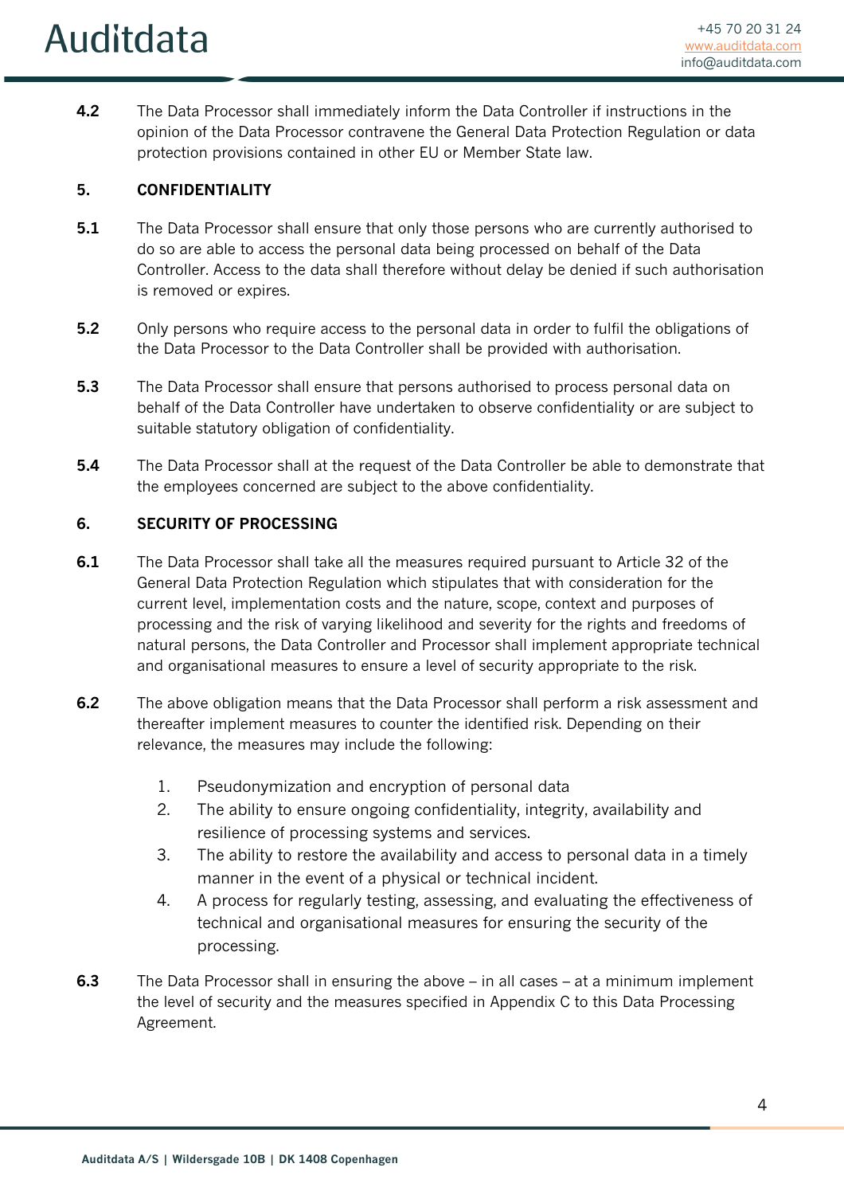**4.2** The Data Processor shall immediately inform the Data Controller if instructions in the opinion of the Data Processor contravene the General Data Protection Regulation or data protection provisions contained in other EU or Member State law.

## 5. CONFIDENTIALITY

**5.1** The Data Processor shall ensure that only those persons who are currently authorised to do so are able to access the personal data being processed on behalf of the Data Controller. Access to the data shall therefore without delay be denied if such authorisation is removed or expires.

**5.2** Only persons who require access to the personal data in order to fulfil the obligations of the Data Processor to the Data Controller shall be provided with authorisation.

**5.3** The Data Processor shall ensure that persons authorised to process personal data on behalf of the Data Controller have undertaken to observe confidentiality or are subject to suitable statutory obligation of confidentiality.

**5.4** The Data Processor shall at the request of the Data Controller be able to demonstrate that the employees concerned are subject to the above confidentiality.

## 6. SECURITY OF PROCESSING

**6.1** The Data Processor shall take all the measures required pursuant to Article 32 of the General Data Protection Regulation which stipulates that with consideration for the current level, implementation costs and the nature, scope, context and purposes of processing and the risk of varying likelihood and severity for the rights and freedoms of natural persons, the Data Controller and Processor shall implement appropriate technical and organisational measures to ensure a level of security appropriate to the risk.

**6.2** The above obligation means that the Data Processor shall perform a risk assessment and thereafter implement measures to counter the identified risk. Depending on their relevance, the measures may include the following:

1. Pseudonymization and encryption of personal data
2. The ability to ensure ongoing confidentiality, integrity, availability and resilience of processing systems and services.
3. The ability to restore the availability and access to personal data in a timely manner in the event of a physical or technical incident.
4. A process for regularly testing, assessing, and evaluating the effectiveness of technical and organisational measures for ensuring the security of the processing.

**6.3** The Data Processor shall in ensuring the above – in all cases – at a minimum implement the level of security and the measures specified in Appendix C to this Data Processing Agreement.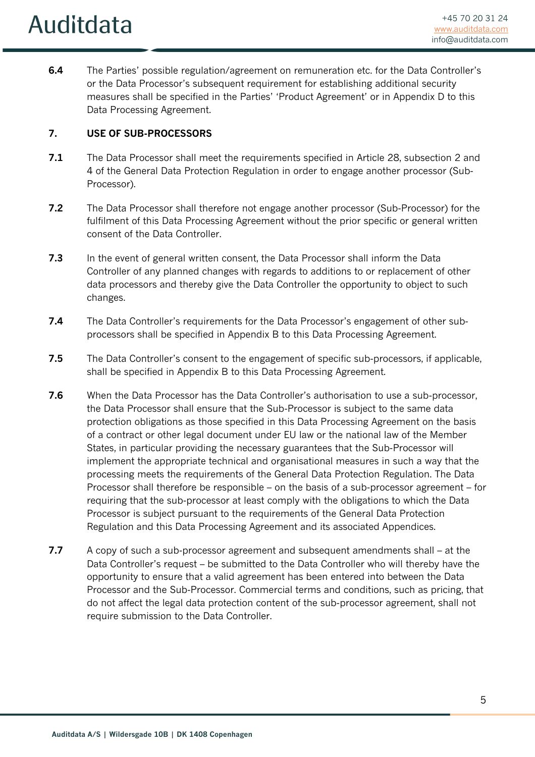**6.4** The Parties' possible regulation/agreement on remuneration etc. for the Data Controller's or the Data Processor's subsequent requirement for establishing additional security measures shall be specified in the Parties' 'Product Agreement' or in Appendix D to this Data Processing Agreement.

## 7. USE OF SUB-PROCESSORS

**7.1** The Data Processor shall meet the requirements specified in Article 28, subsection 2 and 4 of the General Data Protection Regulation in order to engage another processor (Sub-Processor).

**7.2** The Data Processor shall therefore not engage another processor (Sub-Processor) for the fulfilment of this Data Processing Agreement without the prior specific or general written consent of the Data Controller.

**7.3** In the event of general written consent, the Data Processor shall inform the Data Controller of any planned changes with regards to additions to or replacement of other data processors and thereby give the Data Controller the opportunity to object to such changes.

**7.4** The Data Controller's requirements for the Data Processor's engagement of other sub-processors shall be specified in Appendix B to this Data Processing Agreement.

**7.5** The Data Controller's consent to the engagement of specific sub-processors, if applicable, shall be specified in Appendix B to this Data Processing Agreement.

**7.6** When the Data Processor has the Data Controller's authorisation to use a sub-processor, the Data Processor shall ensure that the Sub-Processor is subject to the same data protection obligations as those specified in this Data Processing Agreement on the basis of a contract or other legal document under EU law or the national law of the Member States, in particular providing the necessary guarantees that the Sub-Processor will implement the appropriate technical and organisational measures in such a way that the processing meets the requirements of the General Data Protection Regulation. The Data Processor shall therefore be responsible – on the basis of a sub-processor agreement – for requiring that the sub-processor at least comply with the obligations to which the Data Processor is subject pursuant to the requirements of the General Data Protection Regulation and this Data Processing Agreement and its associated Appendices.

**7.7** A copy of such a sub-processor agreement and subsequent amendments shall – at the Data Controller's request – be submitted to the Data Controller who will thereby have the opportunity to ensure that a valid agreement has been entered into between the Data Processor and the Sub-Processor. Commercial terms and conditions, such as pricing, that do not affect the legal data protection content of the sub-processor agreement, shall not require submission to the Data Controller.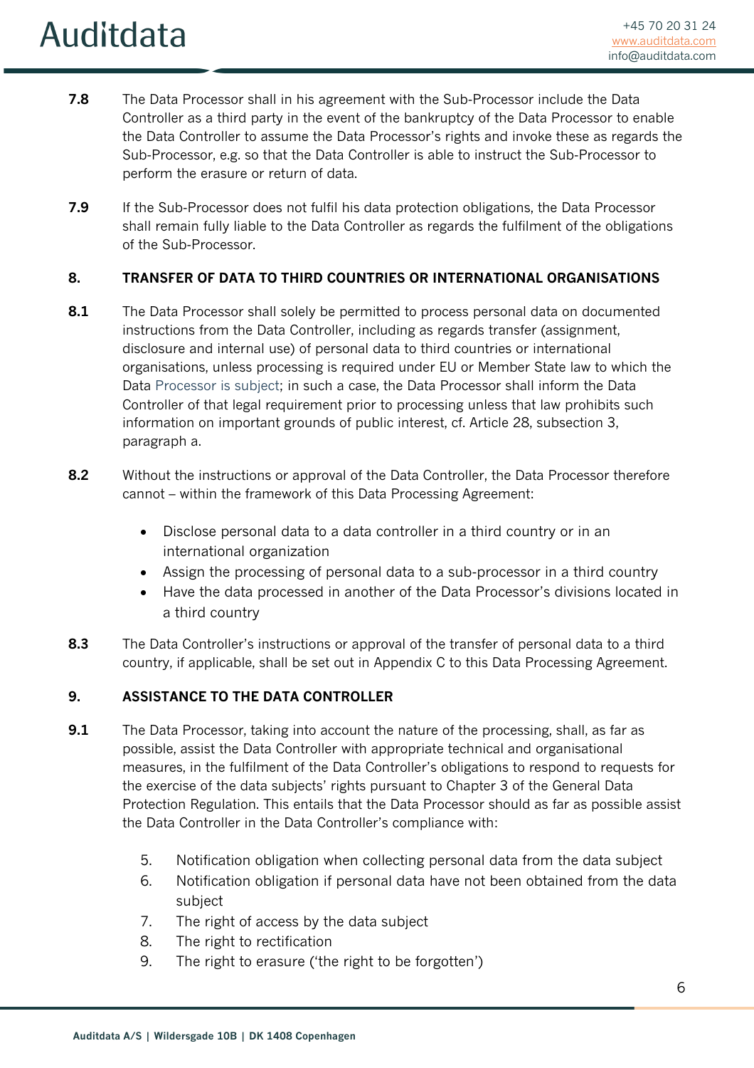**7.8** The Data Processor shall in his agreement with the Sub-Processor include the Data Controller as a third party in the event of the bankruptcy of the Data Processor to enable the Data Controller to assume the Data Processor's rights and invoke these as regards the Sub-Processor, e.g. so that the Data Controller is able to instruct the Sub-Processor to perform the erasure or return of data.

**7.9** If the Sub-Processor does not fulfil his data protection obligations, the Data Processor shall remain fully liable to the Data Controller as regards the fulfilment of the obligations of the Sub-Processor.

## 8. TRANSFER OF DATA TO THIRD COUNTRIES OR INTERNATIONAL ORGANISATIONS

**8.1** The Data Processor shall solely be permitted to process personal data on documented instructions from the Data Controller, including as regards transfer (assignment, disclosure and internal use) of personal data to third countries or international organisations, unless processing is required under EU or Member State law to which the Data Processor is subject; in such a case, the Data Processor shall inform the Data Controller of that legal requirement prior to processing unless that law prohibits such information on important grounds of public interest, cf. Article 28, subsection 3, paragraph a.

**8.2** Without the instructions or approval of the Data Controller, the Data Processor therefore cannot – within the framework of this Data Processing Agreement:

- Disclose personal data to a data controller in a third country or in an international organization
- Assign the processing of personal data to a sub-processor in a third country
- Have the data processed in another of the Data Processor's divisions located in a third country

**8.3** The Data Controller's instructions or approval of the transfer of personal data to a third country, if applicable, shall be set out in Appendix C to this Data Processing Agreement.

## 9. ASSISTANCE TO THE DATA CONTROLLER

**9.1** The Data Processor, taking into account the nature of the processing, shall, as far as possible, assist the Data Controller with appropriate technical and organisational measures, in the fulfilment of the Data Controller's obligations to respond to requests for the exercise of the data subjects' rights pursuant to Chapter 3 of the General Data Protection Regulation. This entails that the Data Processor should as far as possible assist the Data Controller in the Data Controller's compliance with:

5. Notification obligation when collecting personal data from the data subject
6. Notification obligation if personal data have not been obtained from the data subject
7. The right of access by the data subject
8. The right to rectification
9. The right to erasure ('the right to be forgotten')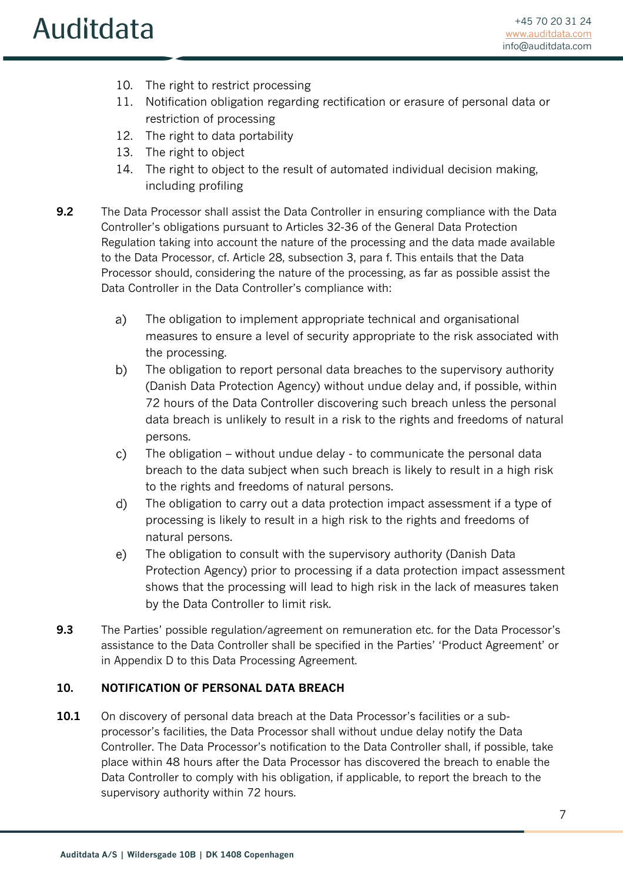10. The right to restrict processing
11. Notification obligation regarding rectification or erasure of personal data or restriction of processing
12. The right to data portability
13. The right to object
14. The right to object to the result of automated individual decision making, including profiling

**9.2** The Data Processor shall assist the Data Controller in ensuring compliance with the Data Controller's obligations pursuant to Articles 32-36 of the General Data Protection Regulation taking into account the nature of the processing and the data made available to the Data Processor, cf. Article 28, subsection 3, para f. This entails that the Data Processor should, considering the nature of the processing, as far as possible assist the Data Controller in the Data Controller's compliance with:

a) The obligation to implement appropriate technical and organisational measures to ensure a level of security appropriate to the risk associated with the processing.

b) The obligation to report personal data breaches to the supervisory authority (Danish Data Protection Agency) without undue delay and, if possible, within 72 hours of the Data Controller discovering such breach unless the personal data breach is unlikely to result in a risk to the rights and freedoms of natural persons.

c) The obligation – without undue delay - to communicate the personal data breach to the data subject when such breach is likely to result in a high risk to the rights and freedoms of natural persons.

d) The obligation to carry out a data protection impact assessment if a type of processing is likely to result in a high risk to the rights and freedoms of natural persons.

e) The obligation to consult with the supervisory authority (Danish Data Protection Agency) prior to processing if a data protection impact assessment shows that the processing will lead to high risk in the lack of measures taken by the Data Controller to limit risk.

**9.3** The Parties' possible regulation/agreement on remuneration etc. for the Data Processor's assistance to the Data Controller shall be specified in the Parties' 'Product Agreement' or in Appendix D to this Data Processing Agreement.

## 10. NOTIFICATION OF PERSONAL DATA BREACH

**10.1** On discovery of personal data breach at the Data Processor's facilities or a sub-processor's facilities, the Data Processor shall without undue delay notify the Data Controller. The Data Processor's notification to the Data Controller shall, if possible, take place within 48 hours after the Data Processor has discovered the breach to enable the Data Controller to comply with his obligation, if applicable, to report the breach to the supervisory authority within 72 hours.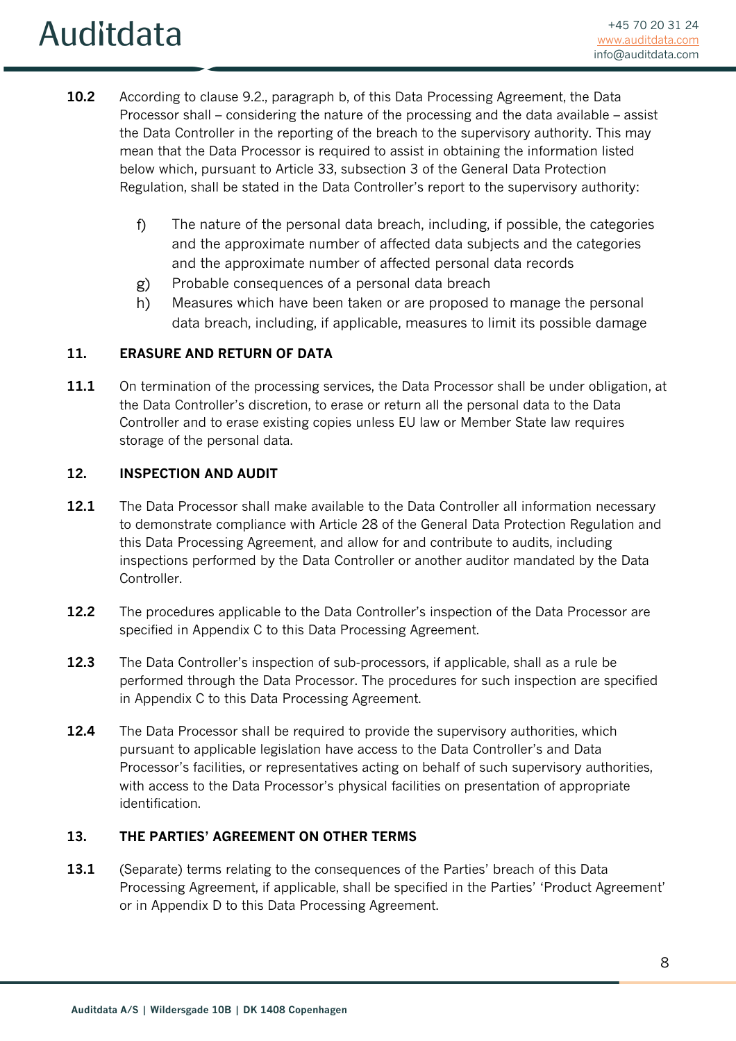**10.2** According to clause 9.2., paragraph b, of this Data Processing Agreement, the Data Processor shall – considering the nature of the processing and the data available – assist the Data Controller in the reporting of the breach to the supervisory authority. This may mean that the Data Processor is required to assist in obtaining the information listed below which, pursuant to Article 33, subsection 3 of the General Data Protection Regulation, shall be stated in the Data Controller's report to the supervisory authority:

f) The nature of the personal data breach, including, if possible, the categories and the approximate number of affected data subjects and the categories and the approximate number of affected personal data records

g) Probable consequences of a personal data breach

h) Measures which have been taken or are proposed to manage the personal data breach, including, if applicable, measures to limit its possible damage

## 11. ERASURE AND RETURN OF DATA

**11.1** On termination of the processing services, the Data Processor shall be under obligation, at the Data Controller's discretion, to erase or return all the personal data to the Data Controller and to erase existing copies unless EU law or Member State law requires storage of the personal data.

## 12. INSPECTION AND AUDIT

**12.1** The Data Processor shall make available to the Data Controller all information necessary to demonstrate compliance with Article 28 of the General Data Protection Regulation and this Data Processing Agreement, and allow for and contribute to audits, including inspections performed by the Data Controller or another auditor mandated by the Data Controller.

**12.2** The procedures applicable to the Data Controller's inspection of the Data Processor are specified in Appendix C to this Data Processing Agreement.

**12.3** The Data Controller's inspection of sub-processors, if applicable, shall as a rule be performed through the Data Processor. The procedures for such inspection are specified in Appendix C to this Data Processing Agreement.

**12.4** The Data Processor shall be required to provide the supervisory authorities, which pursuant to applicable legislation have access to the Data Controller's and Data Processor's facilities, or representatives acting on behalf of such supervisory authorities, with access to the Data Processor's physical facilities on presentation of appropriate identification.

## 13. THE PARTIES' AGREEMENT ON OTHER TERMS

**13.1** (Separate) terms relating to the consequences of the Parties' breach of this Data Processing Agreement, if applicable, shall be specified in the Parties' 'Product Agreement' or in Appendix D to this Data Processing Agreement.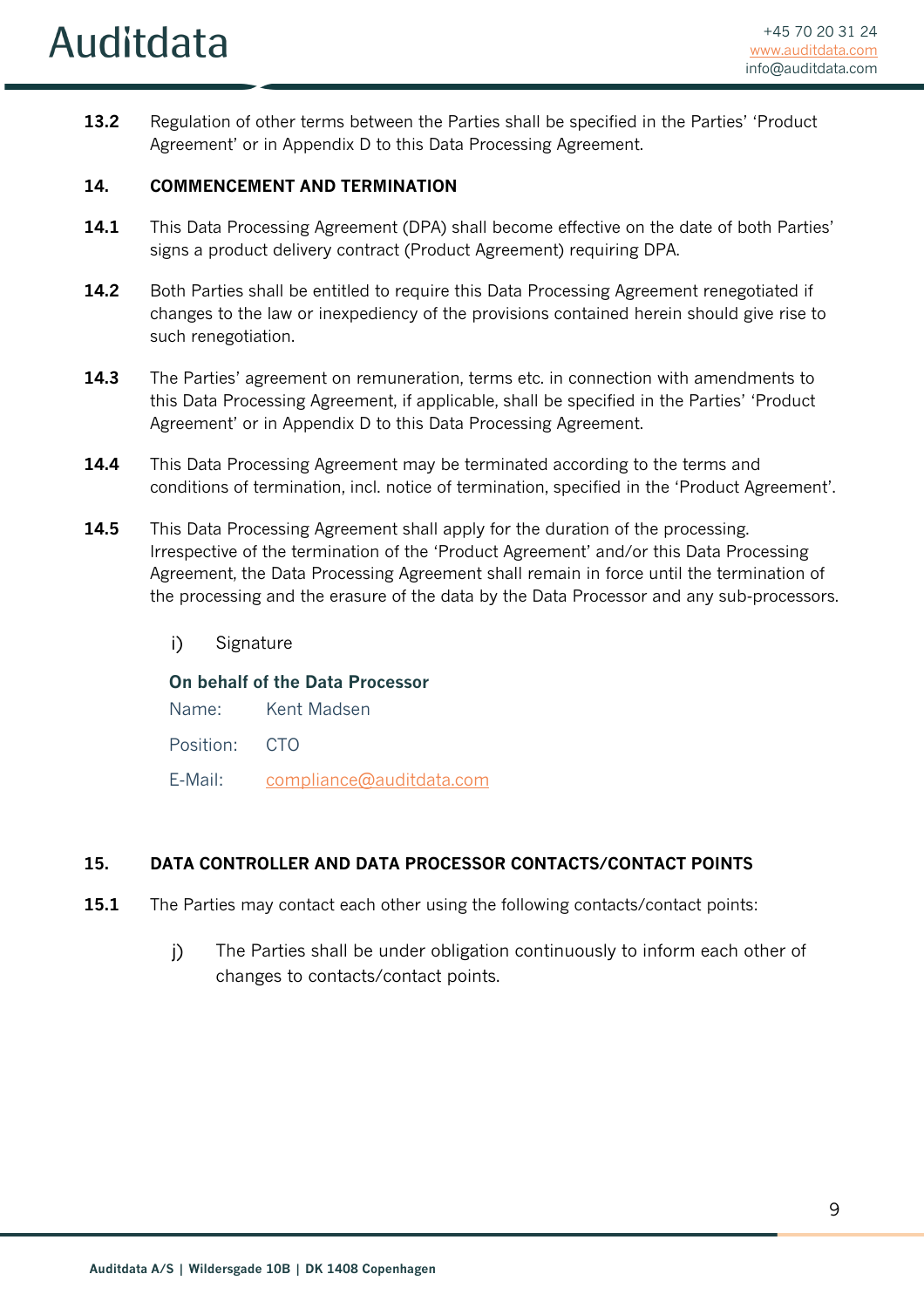**13.2** Regulation of other terms between the Parties shall be specified in the Parties' 'Product Agreement' or in Appendix D to this Data Processing Agreement.

## 14. COMMENCEMENT AND TERMINATION

**14.1** This Data Processing Agreement (DPA) shall become effective on the date of both Parties' signs a product delivery contract (Product Agreement) requiring DPA.

**14.2** Both Parties shall be entitled to require this Data Processing Agreement renegotiated if changes to the law or inexpediency of the provisions contained herein should give rise to such renegotiation.

**14.3** The Parties' agreement on remuneration, terms etc. in connection with amendments to this Data Processing Agreement, if applicable, shall be specified in the Parties' 'Product Agreement' or in Appendix D to this Data Processing Agreement.

**14.4** This Data Processing Agreement may be terminated according to the terms and conditions of termination, incl. notice of termination, specified in the 'Product Agreement'.

**14.5** This Data Processing Agreement shall apply for the duration of the processing. Irrespective of the termination of the 'Product Agreement' and/or this Data Processing Agreement, the Data Processing Agreement shall remain in force until the termination of the processing and the erasure of the data by the Data Processor and any sub-processors.

i) Signature

**On behalf of the Data Processor**

Name: Kent Madsen

Position: CTO

E-Mail: compliance@auditdata.com

## 15. DATA CONTROLLER AND DATA PROCESSOR CONTACTS/CONTACT POINTS

**15.1** The Parties may contact each other using the following contacts/contact points:

j) The Parties shall be under obligation continuously to inform each other of changes to contacts/contact points.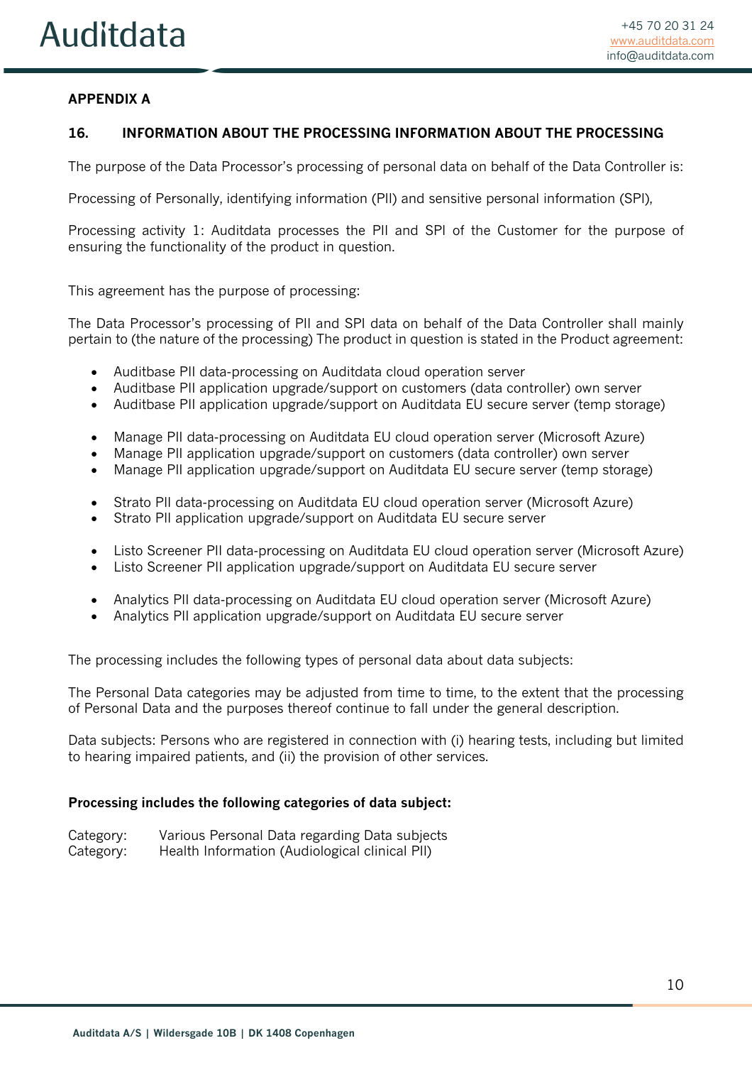**APPENDIX A**

## 16. INFORMATION ABOUT THE PROCESSING INFORMATION ABOUT THE PROCESSING

The purpose of the Data Processor's processing of personal data on behalf of the Data Controller is:

Processing of Personally, identifying information (PII) and sensitive personal information (SPI),

Processing activity 1: Auditdata processes the PII and SPI of the Customer for the purpose of ensuring the functionality of the product in question.

This agreement has the purpose of processing:

The Data Processor's processing of PII and SPI data on behalf of the Data Controller shall mainly pertain to (the nature of the processing) The product in question is stated in the Product agreement:

- Auditbase PII data-processing on Auditdata cloud operation server
- Auditbase PII application upgrade/support on customers (data controller) own server
- Auditbase PII application upgrade/support on Auditdata EU secure server (temp storage)

- Manage PII data-processing on Auditdata EU cloud operation server (Microsoft Azure)
- Manage PII application upgrade/support on customers (data controller) own server
- Manage PII application upgrade/support on Auditdata EU secure server (temp storage)

- Strato PII data-processing on Auditdata EU cloud operation server (Microsoft Azure)
- Strato PII application upgrade/support on Auditdata EU secure server

- Listo Screener PII data-processing on Auditdata EU cloud operation server (Microsoft Azure)
- Listo Screener PII application upgrade/support on Auditdata EU secure server

- Analytics PII data-processing on Auditdata EU cloud operation server (Microsoft Azure)
- Analytics PII application upgrade/support on Auditdata EU secure server

The processing includes the following types of personal data about data subjects:

The Personal Data categories may be adjusted from time to time, to the extent that the processing of Personal Data and the purposes thereof continue to fall under the general description.

Data subjects: Persons who are registered in connection with (i) hearing tests, including but limited to hearing impaired patients, and (ii) the provision of other services.

**Processing includes the following categories of data subject:**

Category: Various Personal Data regarding Data subjects
Category: Health Information (Audiological clinical PII)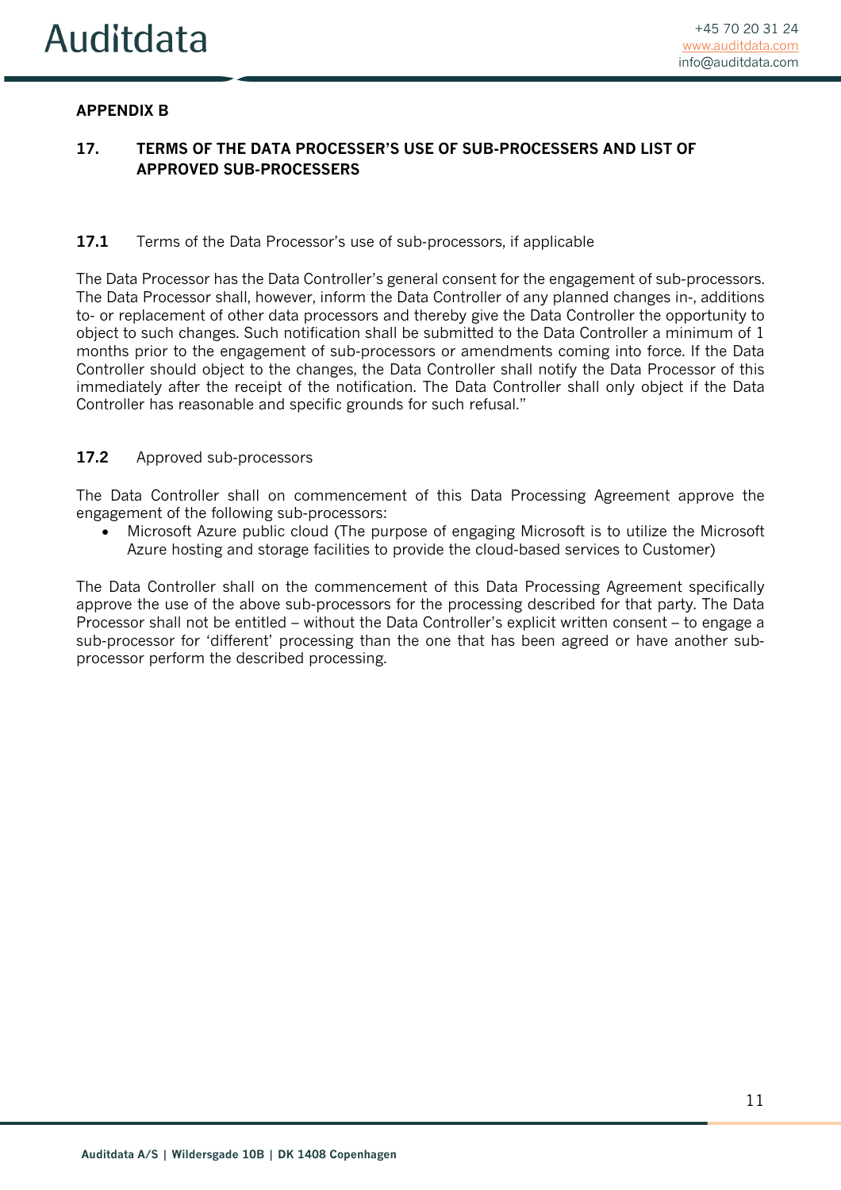**APPENDIX B**

## 17. TERMS OF THE DATA PROCESSER'S USE OF SUB-PROCESSERS AND LIST OF APPROVED SUB-PROCESSERS

**17.1** Terms of the Data Processor's use of sub-processors, if applicable

The Data Processor has the Data Controller's general consent for the engagement of sub-processors. The Data Processor shall, however, inform the Data Controller of any planned changes in-, additions to- or replacement of other data processors and thereby give the Data Controller the opportunity to object to such changes. Such notification shall be submitted to the Data Controller a minimum of 1 months prior to the engagement of sub-processors or amendments coming into force. If the Data Controller should object to the changes, the Data Controller shall notify the Data Processor of this immediately after the receipt of the notification. The Data Controller shall only object if the Data Controller has reasonable and specific grounds for such refusal."

**17.2** Approved sub-processors

The Data Controller shall on commencement of this Data Processing Agreement approve the engagement of the following sub-processors:

- Microsoft Azure public cloud (The purpose of engaging Microsoft is to utilize the Microsoft Azure hosting and storage facilities to provide the cloud-based services to Customer)

The Data Controller shall on the commencement of this Data Processing Agreement specifically approve the use of the above sub-processors for the processing described for that party. The Data Processor shall not be entitled – without the Data Controller's explicit written consent – to engage a sub-processor for 'different' processing than the one that has been agreed or have another sub-processor perform the described processing.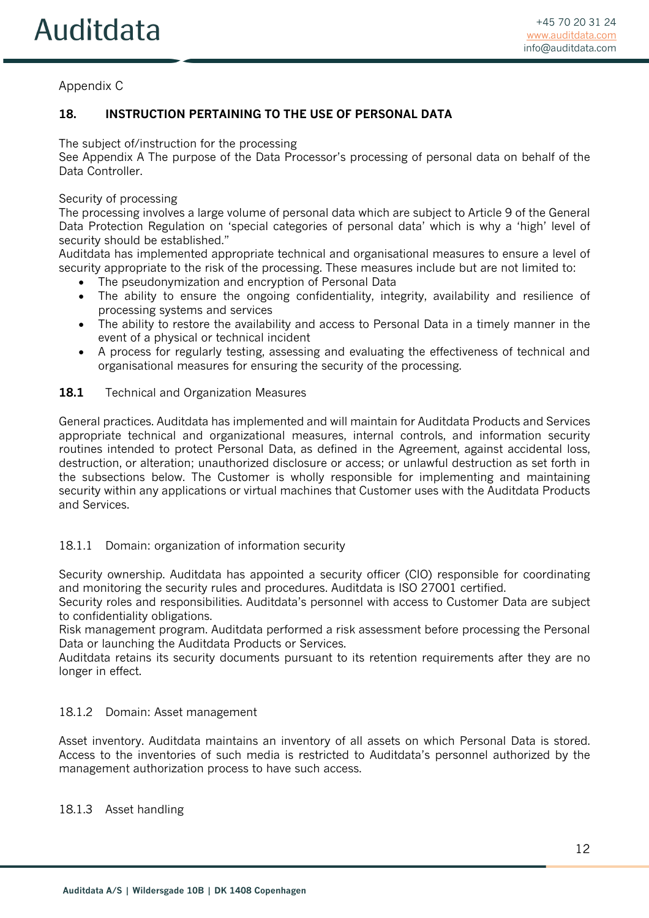Appendix C

## 18. INSTRUCTION PERTAINING TO THE USE OF PERSONAL DATA

The subject of/instruction for the processing
See Appendix A The purpose of the Data Processor's processing of personal data on behalf of the Data Controller.

Security of processing
The processing involves a large volume of personal data which are subject to Article 9 of the General Data Protection Regulation on 'special categories of personal data' which is why a 'high' level of security should be established."
Auditdata has implemented appropriate technical and organisational measures to ensure a level of security appropriate to the risk of the processing. These measures include but are not limited to:

- The pseudonymization and encryption of Personal Data
- The ability to ensure the ongoing confidentiality, integrity, availability and resilience of processing systems and services
- The ability to restore the availability and access to Personal Data in a timely manner in the event of a physical or technical incident
- A process for regularly testing, assessing and evaluating the effectiveness of technical and organisational measures for ensuring the security of the processing.

### 18.1 Technical and Organization Measures

General practices. Auditdata has implemented and will maintain for Auditdata Products and Services appropriate technical and organizational measures, internal controls, and information security routines intended to protect Personal Data, as defined in the Agreement, against accidental loss, destruction, or alteration; unauthorized disclosure or access; or unlawful destruction as set forth in the subsections below. The Customer is wholly responsible for implementing and maintaining security within any applications or virtual machines that Customer uses with the Auditdata Products and Services.

#### 18.1.1 Domain: organization of information security

Security ownership. Auditdata has appointed a security officer (CIO) responsible for coordinating and monitoring the security rules and procedures. Auditdata is ISO 27001 certified.
Security roles and responsibilities. Auditdata's personnel with access to Customer Data are subject to confidentiality obligations.
Risk management program. Auditdata performed a risk assessment before processing the Personal Data or launching the Auditdata Products or Services.
Auditdata retains its security documents pursuant to its retention requirements after they are no longer in effect.

#### 18.1.2 Domain: Asset management

Asset inventory. Auditdata maintains an inventory of all assets on which Personal Data is stored. Access to the inventories of such media is restricted to Auditdata's personnel authorized by the management authorization process to have such access.

#### 18.1.3 Asset handling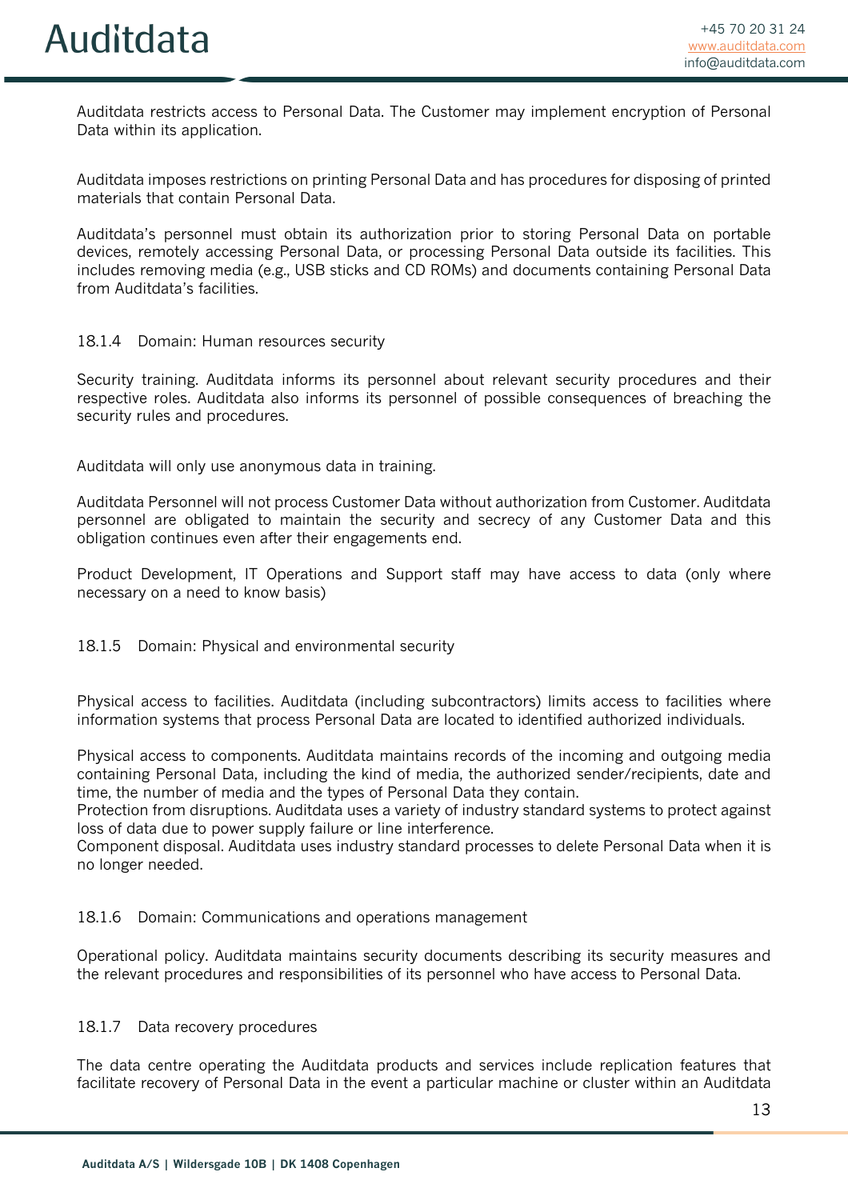Auditdata restricts access to Personal Data. The Customer may implement encryption of Personal Data within its application.

Auditdata imposes restrictions on printing Personal Data and has procedures for disposing of printed materials that contain Personal Data.

Auditdata's personnel must obtain its authorization prior to storing Personal Data on portable devices, remotely accessing Personal Data, or processing Personal Data outside its facilities. This includes removing media (e.g., USB sticks and CD ROMs) and documents containing Personal Data from Auditdata's facilities.

### 18.1.4 Domain: Human resources security

Security training. Auditdata informs its personnel about relevant security procedures and their respective roles. Auditdata also informs its personnel of possible consequences of breaching the security rules and procedures.

Auditdata will only use anonymous data in training.

Auditdata Personnel will not process Customer Data without authorization from Customer. Auditdata personnel are obligated to maintain the security and secrecy of any Customer Data and this obligation continues even after their engagements end.

Product Development, IT Operations and Support staff may have access to data (only where necessary on a need to know basis)

### 18.1.5 Domain: Physical and environmental security

Physical access to facilities. Auditdata (including subcontractors) limits access to facilities where information systems that process Personal Data are located to identified authorized individuals.

Physical access to components. Auditdata maintains records of the incoming and outgoing media containing Personal Data, including the kind of media, the authorized sender/recipients, date and time, the number of media and the types of Personal Data they contain.
Protection from disruptions. Auditdata uses a variety of industry standard systems to protect against loss of data due to power supply failure or line interference.
Component disposal. Auditdata uses industry standard processes to delete Personal Data when it is no longer needed.

### 18.1.6 Domain: Communications and operations management

Operational policy. Auditdata maintains security documents describing its security measures and the relevant procedures and responsibilities of its personnel who have access to Personal Data.

### 18.1.7 Data recovery procedures

The data centre operating the Auditdata products and services include replication features that facilitate recovery of Personal Data in the event a particular machine or cluster within an Auditdata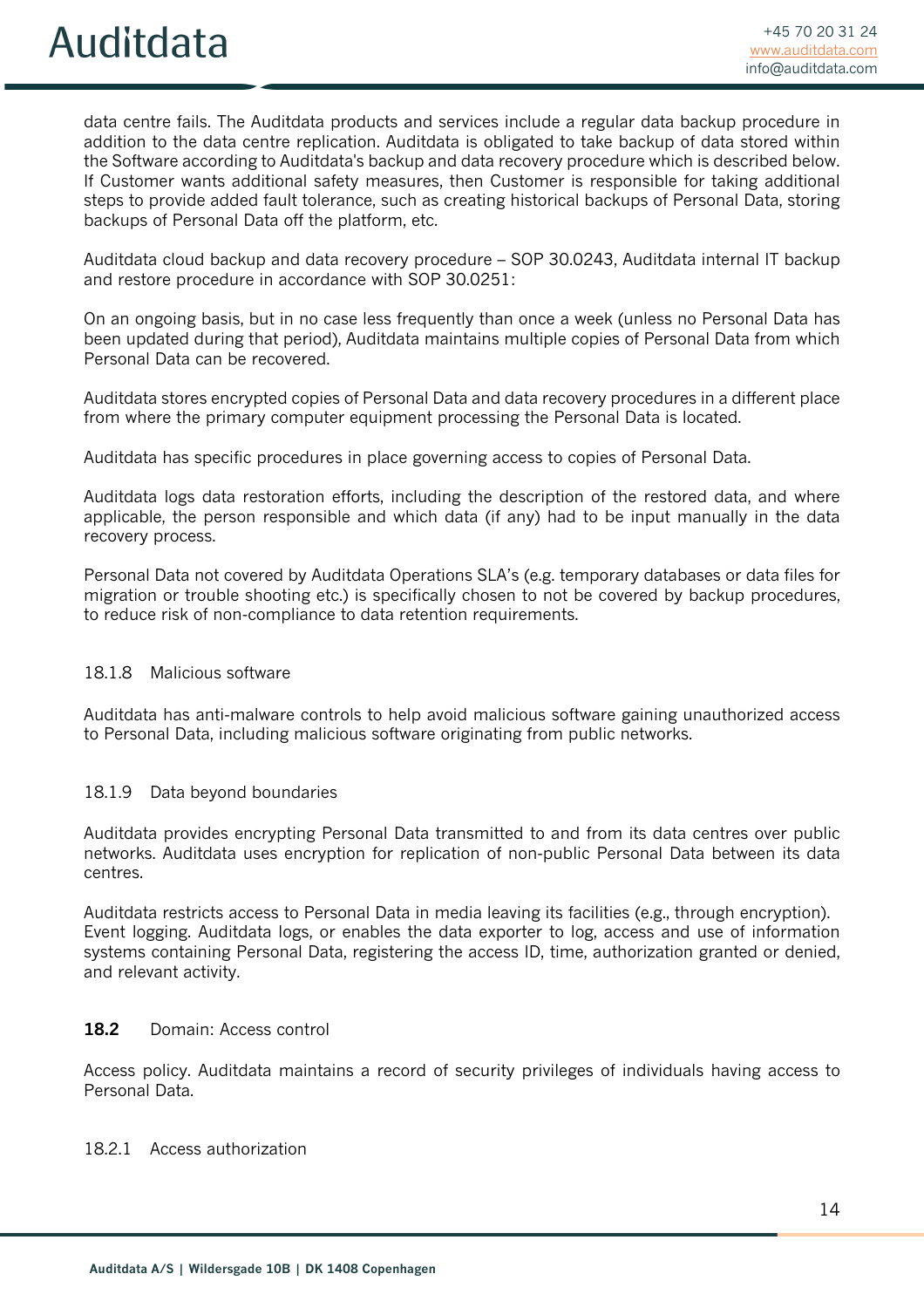data centre fails. The Auditdata products and services include a regular data backup procedure in addition to the data centre replication. Auditdata is obligated to take backup of data stored within the Software according to Auditdata's backup and data recovery procedure which is described below. If Customer wants additional safety measures, then Customer is responsible for taking additional steps to provide added fault tolerance, such as creating historical backups of Personal Data, storing backups of Personal Data off the platform, etc.

Auditdata cloud backup and data recovery procedure – SOP 30.0243, Auditdata internal IT backup and restore procedure in accordance with SOP 30.0251:

On an ongoing basis, but in no case less frequently than once a week (unless no Personal Data has been updated during that period), Auditdata maintains multiple copies of Personal Data from which Personal Data can be recovered.

Auditdata stores encrypted copies of Personal Data and data recovery procedures in a different place from where the primary computer equipment processing the Personal Data is located.

Auditdata has specific procedures in place governing access to copies of Personal Data.

Auditdata logs data restoration efforts, including the description of the restored data, and where applicable, the person responsible and which data (if any) had to be input manually in the data recovery process.

Personal Data not covered by Auditdata Operations SLA's (e.g. temporary databases or data files for migration or trouble shooting etc.) is specifically chosen to not be covered by backup procedures, to reduce risk of non-compliance to data retention requirements.

#### 18.1.8 Malicious software

Auditdata has anti-malware controls to help avoid malicious software gaining unauthorized access to Personal Data, including malicious software originating from public networks.

#### 18.1.9 Data beyond boundaries

Auditdata provides encrypting Personal Data transmitted to and from its data centres over public networks. Auditdata uses encryption for replication of non-public Personal Data between its data centres.

Auditdata restricts access to Personal Data in media leaving its facilities (e.g., through encryption).
Event logging. Auditdata logs, or enables the data exporter to log, access and use of information systems containing Personal Data, registering the access ID, time, authorization granted or denied, and relevant activity.

### **18.2** Domain: Access control

Access policy. Auditdata maintains a record of security privileges of individuals having access to Personal Data.

#### 18.2.1 Access authorization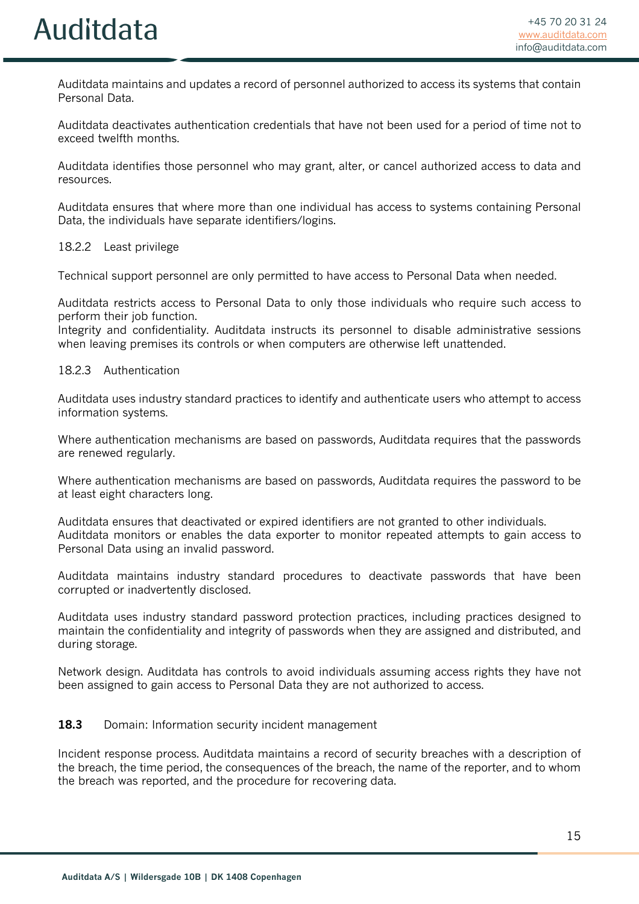Auditdata maintains and updates a record of personnel authorized to access its systems that contain Personal Data.

Auditdata deactivates authentication credentials that have not been used for a period of time not to exceed twelfth months.

Auditdata identifies those personnel who may grant, alter, or cancel authorized access to data and resources.

Auditdata ensures that where more than one individual has access to systems containing Personal Data, the individuals have separate identifiers/logins.

#### 18.2.2 Least privilege

Technical support personnel are only permitted to have access to Personal Data when needed.

Auditdata restricts access to Personal Data to only those individuals who require such access to perform their job function.
Integrity and confidentiality. Auditdata instructs its personnel to disable administrative sessions when leaving premises its controls or when computers are otherwise left unattended.

#### 18.2.3 Authentication

Auditdata uses industry standard practices to identify and authenticate users who attempt to access information systems.

Where authentication mechanisms are based on passwords, Auditdata requires that the passwords are renewed regularly.

Where authentication mechanisms are based on passwords, Auditdata requires the password to be at least eight characters long.

Auditdata ensures that deactivated or expired identifiers are not granted to other individuals.
Auditdata monitors or enables the data exporter to monitor repeated attempts to gain access to Personal Data using an invalid password.

Auditdata maintains industry standard procedures to deactivate passwords that have been corrupted or inadvertently disclosed.

Auditdata uses industry standard password protection practices, including practices designed to maintain the confidentiality and integrity of passwords when they are assigned and distributed, and during storage.

Network design. Auditdata has controls to avoid individuals assuming access rights they have not been assigned to gain access to Personal Data they are not authorized to access.

### **18.3** Domain: Information security incident management

Incident response process. Auditdata maintains a record of security breaches with a description of the breach, the time period, the consequences of the breach, the name of the reporter, and to whom the breach was reported, and the procedure for recovering data.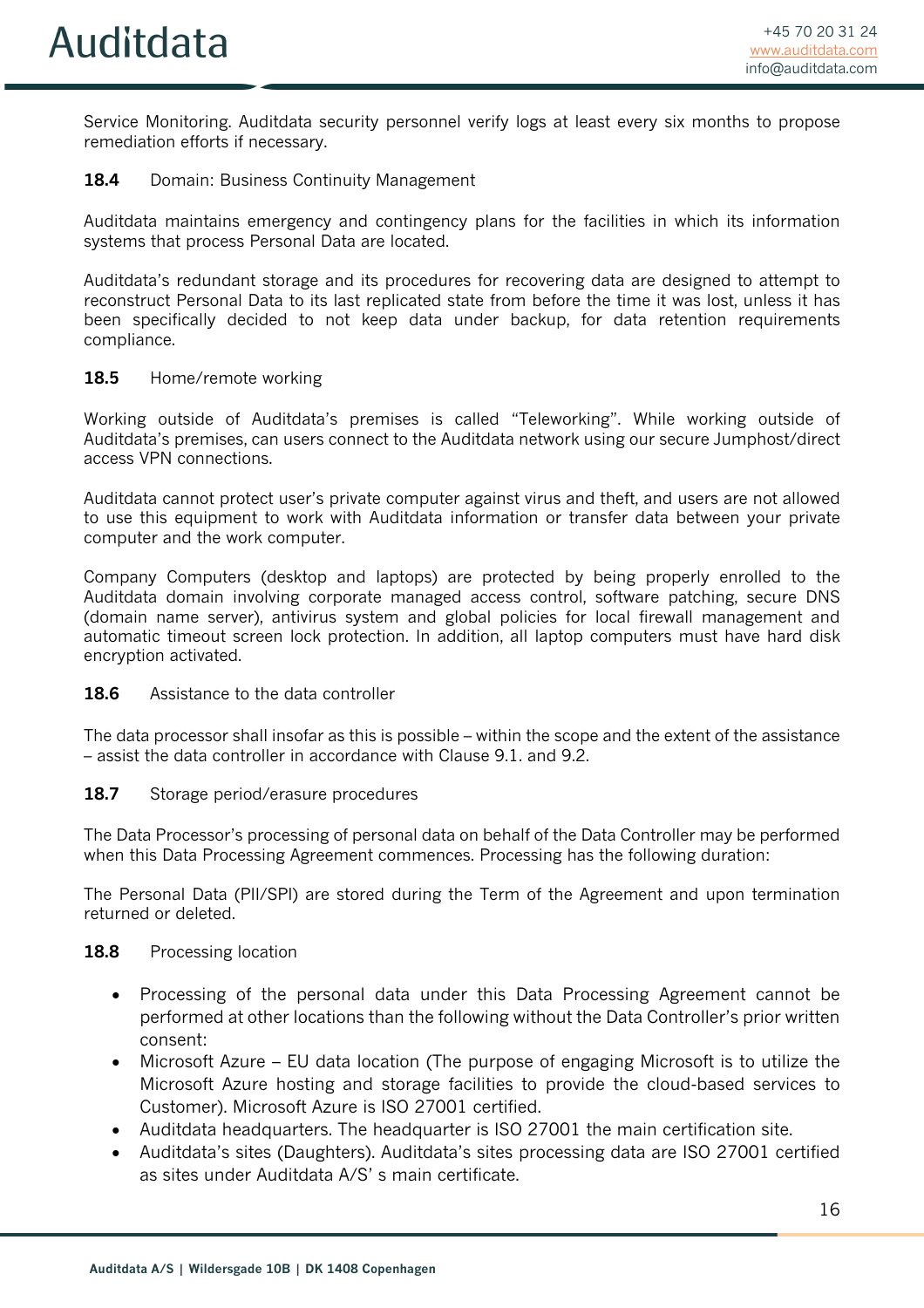Service Monitoring. Auditdata security personnel verify logs at least every six months to propose remediation efforts if necessary.

**18.4** Domain: Business Continuity Management

Auditdata maintains emergency and contingency plans for the facilities in which its information systems that process Personal Data are located.

Auditdata's redundant storage and its procedures for recovering data are designed to attempt to reconstruct Personal Data to its last replicated state from before the time it was lost, unless it has been specifically decided to not keep data under backup, for data retention requirements compliance.

**18.5** Home/remote working

Working outside of Auditdata's premises is called "Teleworking". While working outside of Auditdata's premises, can users connect to the Auditdata network using our secure Jumphost/direct access VPN connections.

Auditdata cannot protect user's private computer against virus and theft, and users are not allowed to use this equipment to work with Auditdata information or transfer data between your private computer and the work computer.

Company Computers (desktop and laptops) are protected by being properly enrolled to the Auditdata domain involving corporate managed access control, software patching, secure DNS (domain name server), antivirus system and global policies for local firewall management and automatic timeout screen lock protection. In addition, all laptop computers must have hard disk encryption activated.

**18.6** Assistance to the data controller

The data processor shall insofar as this is possible – within the scope and the extent of the assistance – assist the data controller in accordance with Clause 9.1. and 9.2.

**18.7** Storage period/erasure procedures

The Data Processor's processing of personal data on behalf of the Data Controller may be performed when this Data Processing Agreement commences. Processing has the following duration:

The Personal Data (PII/SPI) are stored during the Term of the Agreement and upon termination returned or deleted.

**18.8** Processing location

- Processing of the personal data under this Data Processing Agreement cannot be performed at other locations than the following without the Data Controller's prior written consent:
- Microsoft Azure – EU data location (The purpose of engaging Microsoft is to utilize the Microsoft Azure hosting and storage facilities to provide the cloud-based services to Customer). Microsoft Azure is ISO 27001 certified.
- Auditdata headquarters. The headquarter is ISO 27001 the main certification site.
- Auditdata's sites (Daughters). Auditdata's sites processing data are ISO 27001 certified as sites under Auditdata A/S' s main certificate.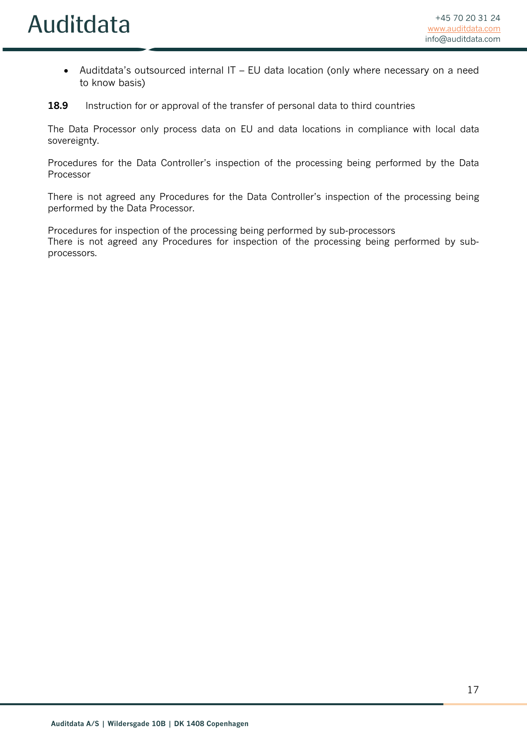- Auditdata's outsourced internal IT – EU data location (only where necessary on a need to know basis)

**18.9** Instruction for or approval of the transfer of personal data to third countries

The Data Processor only process data on EU and data locations in compliance with local data sovereignty.

Procedures for the Data Controller's inspection of the processing being performed by the Data Processor

There is not agreed any Procedures for the Data Controller's inspection of the processing being performed by the Data Processor.

Procedures for inspection of the processing being performed by sub-processors
There is not agreed any Procedures for inspection of the processing being performed by sub-processors.